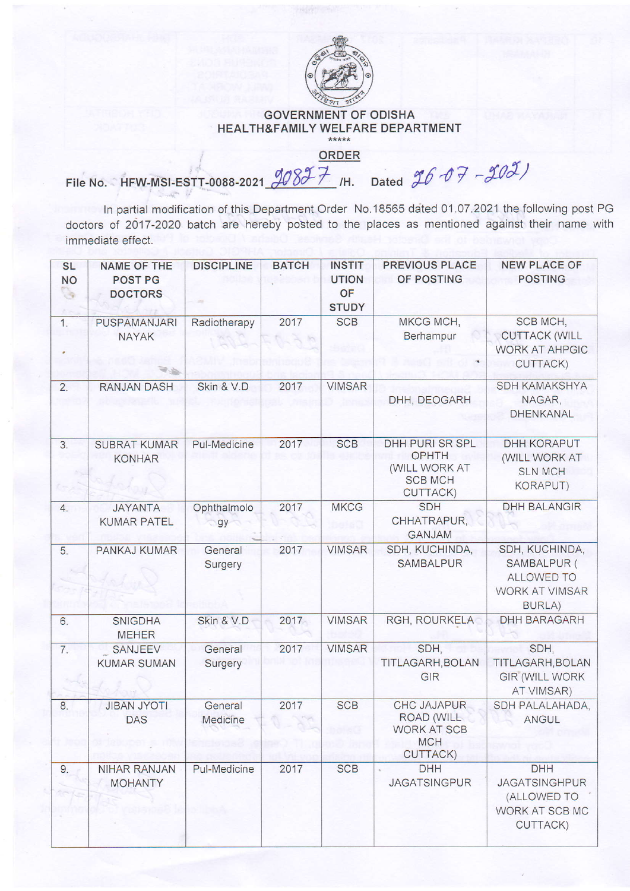**GOVERNMENT OF ODISHA**
**HEALTH&FAMILY WELFARE DEPARTMENT**

\*\*\*\*\*

## ORDER

**File No. HFW-MSI-ESTT-0088-2021 20827 /H. Dated 26-07-2021**

In partial modification of this Department Order No.18565 dated 01.07.2021 the following post PG doctors of 2017-2020 batch are hereby posted to the places as mentioned against their name with immediate effect.

| SL NO | NAME OF THE POST PG DOCTORS | DISCIPLINE | BATCH | INSTITUTION OF STUDY | PREVIOUS PLACE OF POSTING | NEW PLACE OF POSTING |
|---|---|---|---|---|---|---|
| 1. | PUSPAMANJARI NAYAK | Radiotherapy | 2017 | SCB | MKCG MCH, Berhampur | SCB MCH, CUTTACK (WILL WORK AT AHPGIC CUTTACK) |
| 2. | RANJAN DASH | Skin & V.D | 2017 | VIMSAR | DHH, DEOGARH | SDH KAMAKSHYA NAGAR, DHENKANAL |
| 3. | SUBRAT KUMAR KONHAR | Pul-Medicine | 2017 | SCB | DHH PURI SR SPL OPHTH (WILL WORK AT SCB MCH CUTTACK) | DHH KORAPUT (WILL WORK AT SLN MCH KORAPUT) |
| 4. | JAYANTA KUMAR PATEL | Ophthalmology | 2017 | MKCG | SDH CHHATRAPUR, GANJAM | DHH BALANGIR |
| 5. | PANKAJ KUMAR | General Surgery | 2017 | VIMSAR | SDH, KUCHINDA, SAMBALPUR | SDH, KUCHINDA, SAMBALPUR ( ALLOWED TO WORK AT VIMSAR BURLA) |
| 6. | SNIGDHA MEHER | Skin & V.D | 2017 | VIMSAR | RGH, ROURKELA | DHH BARAGARH |
| 7. | SANJEEV KUMAR SUMAN | General Surgery | 2017 | VIMSAR | SDH, TITLAGARH,BOLANGIR | SDH, TITLAGARH,BOLANGIR (WILL WORK AT VIMSAR) |
| 8. | JIBAN JYOTI DAS | General Medicine | 2017 | SCB | CHC JAJAPUR ROAD (WILL WORK AT SCB MCH CUTTACK) | SDH PALALAHADA, ANGUL |
| 9. | NIHAR RANJAN MOHANTY | Pul-Medicine | 2017 | SCB | DHH JAGATSINGPUR | DHH JAGATSINGHPUR (ALLOWED TO WORK AT SCB MC CUTTACK) |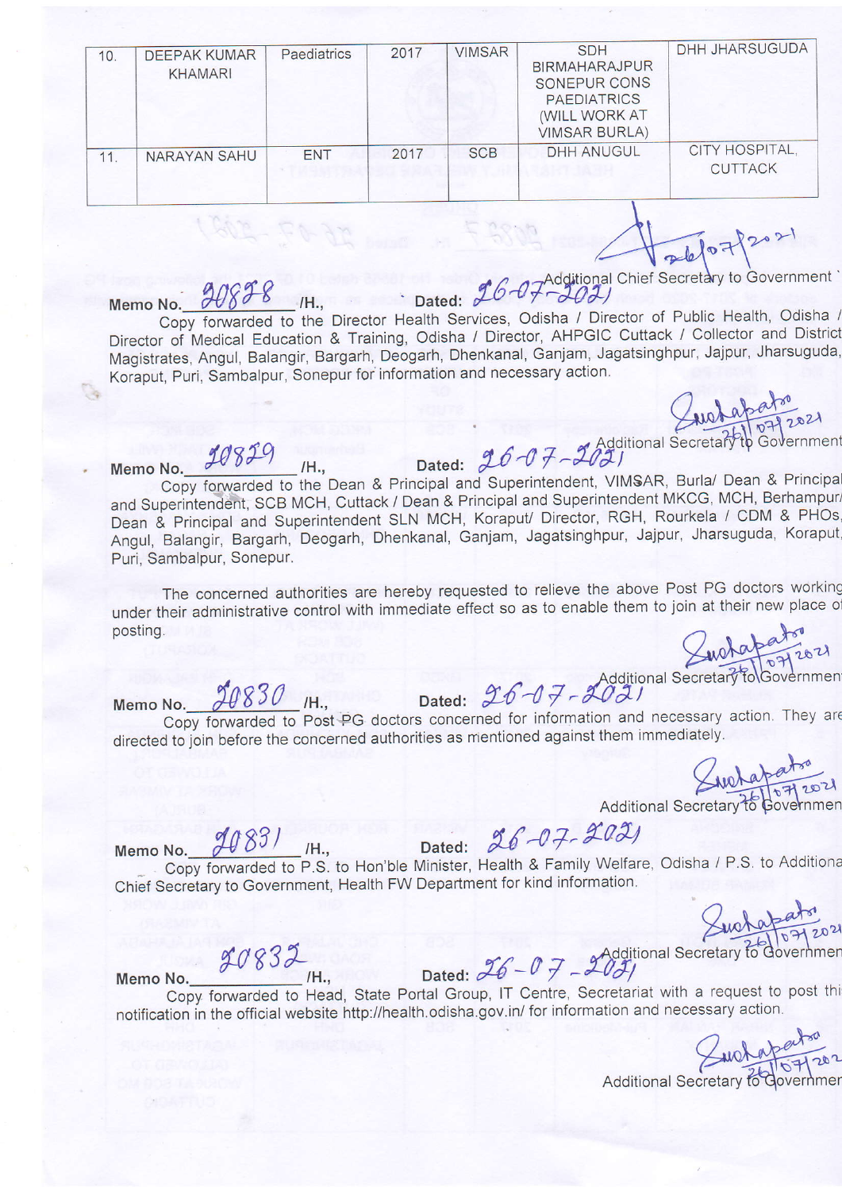| | | | | | | |
|---|---|---|---|---|---|---|
| 10. | DEEPAK KUMAR KHAMARI | Paediatrics | 2017 | VIMSAR | SDH BIRMAHARAJPUR SONEPUR CONS PAEDIATRICS (WILL WORK AT VIMSAR BURLA) | DHH JHARSUGUDA |
| 11. | NARAYAN SAHU | ENT | 2017 | SCB | DHH ANUGUL | CITY HOSPITAL, CUTTACK |

Sd/- 26/07/2021
Additional Chief Secretary to Government

Memo No. 20828 /H., Dated: 26-07-2021

Copy forwarded to the Director Health Services, Odisha / Director of Public Health, Odisha / Director of Medical Education & Training, Odisha / Director, AHPGIC Cuttack / Collector and District Magistrates, Angul, Balangir, Bargarh, Deogarh, Dhenkanal, Ganjam, Jagatsinghpur, Jajpur, Jharsuguda, Koraput, Puri, Sambalpur, Sonepur for information and necessary action.

Sd/- 26/07/2021
Additional Secretary to Government

Memo No. 20829 /H., Dated: 26-07-2021

Copy forwarded to the Dean & Principal and Superintendent, VIMSAR, Burla/ Dean & Principal and Superintendent, SCB MCH, Cuttack / Dean & Principal and Superintendent MKCG, MCH, Berhampur/ Dean & Principal and Superintendent SLN MCH, Koraput/ Director, RGH, Rourkela / CDM & PHOs, Angul, Balangir, Bargarh, Deogarh, Dhenkanal, Ganjam, Jagatsinghpur, Jajpur, Jharsuguda, Koraput, Puri, Sambalpur, Sonepur.

The concerned authorities are hereby requested to relieve the above Post PG doctors working under their administrative control with immediate effect so as to enable them to join at their new place of posting.

Sd/- 26/07/2021
Additional Secretary to Government

Memo No. 20830 /H., Dated: 26-07-2021

Copy forwarded to Post PG doctors concerned for information and necessary action. They are directed to join before the concerned authorities as mentioned against them immediately.

Sd/- 26/07/2021
Additional Secretary to Government

Memo No. 20831 /H., Dated: 26-07-2021

Copy forwarded to P.S. to Hon'ble Minister, Health & Family Welfare, Odisha / P.S. to Additional Chief Secretary to Government, Health FW Department for kind information.

Sd/- 26/07/2021
Additional Secretary to Government

Memo No. 20832 /H., Dated: 26-07-2021

Copy forwarded to Head, State Portal Group, IT Centre, Secretariat with a request to post this notification in the official website http://health.odisha.gov.in/ for information and necessary action.

Sd/- 26/07/2021
Additional Secretary to Government